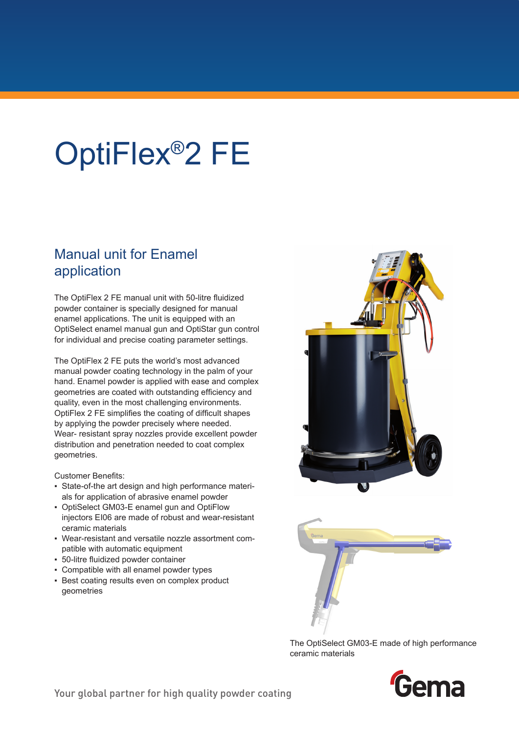# OptiFlex®2 FE

## Manual unit for Enamel application

The OptiFlex 2 FE manual unit with 50-litre fluidized powder container is specially designed for manual enamel applications. The unit is equipped with an OptiSelect enamel manual gun and OptiStar gun control for individual and precise coating parameter settings.

The OptiFlex 2 FE puts the world's most advanced manual powder coating technology in the palm of your hand. Enamel powder is applied with ease and complex geometries are coated with outstanding efficiency and quality, even in the most challenging environments. OptiFlex 2 FE simplifies the coating of difficult shapes by applying the powder precisely where needed. Wear- resistant spray nozzles provide excellent powder distribution and penetration needed to coat complex geometries.

Customer Benefits:

- State-of-the art design and high performance materials for application of abrasive enamel powder
- OptiSelect GM03-E enamel gun and OptiFlow injectors EI06 are made of robust and wear-resistant ceramic materials
- Wear-resistant and versatile nozzle assortment compatible with automatic equipment
- 50-litre fluidized powder container
- Compatible with all enamel powder types
- Best coating results even on complex product geometries

The OptiSelect GM03-E made of high performance ceramic materials

Your global partner for high quality powder coating

Gema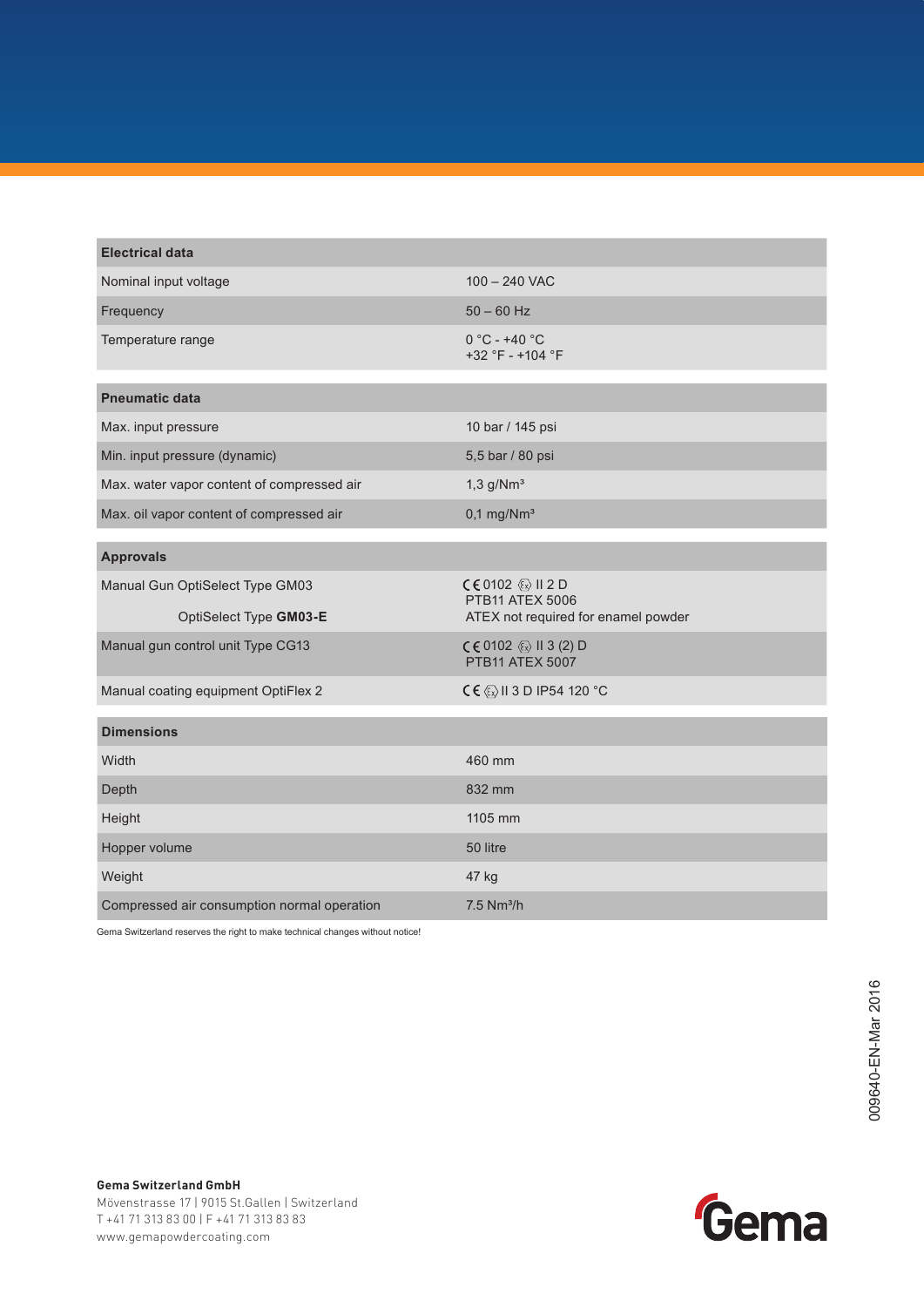| Electrical data | |
|---|---|
| Nominal input voltage | 100 – 240 VAC |
| Frequency | 50 – 60 Hz |
| Temperature range | 0 °C - +40 °C<br>+32 °F - +104 °F |

| Pneumatic data | |
|---|---|
| Max. input pressure | 10 bar / 145 psi |
| Min. input pressure (dynamic) | 5,5 bar / 80 psi |
| Max. water vapor content of compressed air | 1,3 g/Nm³ |
| Max. oil vapor content of compressed air | 0,1 mg/Nm³ |

| Approvals | |
|---|---|
| Manual Gun OptiSelect Type GM03<br>OptiSelect Type **GM03-E** | CE 0102 Ex II 2 D<br>PTB11 ATEX 5006<br>ATEX not required for enamel powder |
| Manual gun control unit Type CG13 | CE 0102 Ex II 3 (2) D<br>PTB11 ATEX 5007 |
| Manual coating equipment OptiFlex 2 | CE Ex II 3 D IP54 120 °C |

| Dimensions | |
|---|---|
| Width | 460 mm |
| Depth | 832 mm |
| Height | 1105 mm |
| Hopper volume | 50 litre |
| Weight | 47 kg |
| Compressed air consumption normal operation | 7.5 Nm³/h |

Gema Switzerland reserves the right to make technical changes without notice!

009640-EN-Mar 2016

**Gema Switzerland GmbH**
Mövenstrasse 17 | 9015 St.Gallen | Switzerland
T +41 71 313 83 00 | F +41 71 313 83 83
www.gemapowdercoating.com

Gema